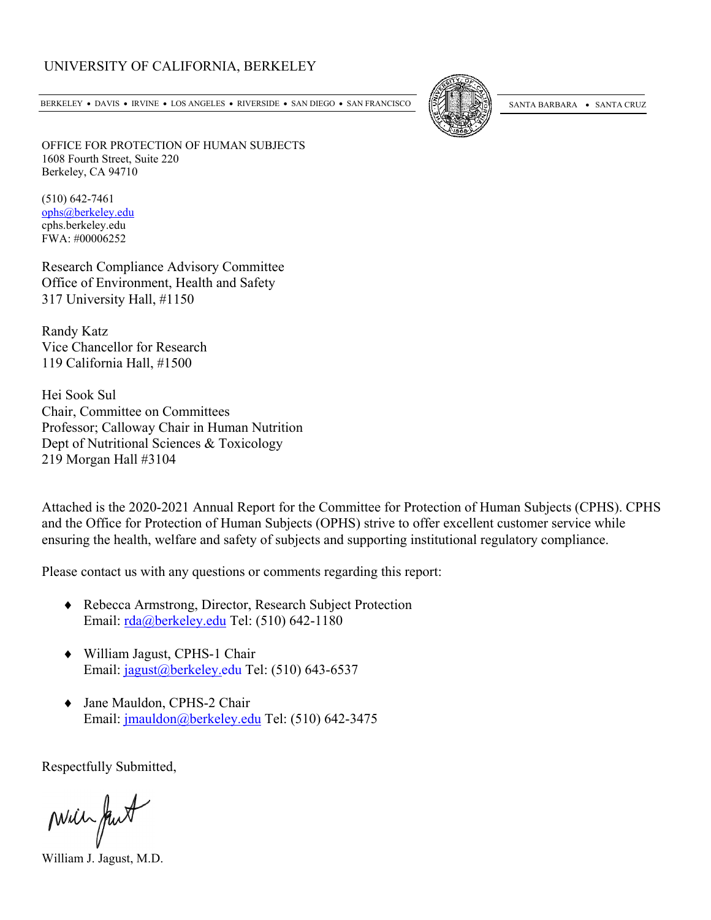UNIVERSITY OF CALIFORNIA, BERKELEY

BERKELEY • DAVIS • IRVINE • LOS ANGELES • RIVERSIDE • SAN DIEGO • SAN FRANCISCO SANTA BARBARA • SANTA CRUZ

OFFICE FOR PROTECTION OF HUMAN SUBJECTS
1608 Fourth Street, Suite 220
Berkeley, CA 94710

(510) 642-7461
ophs@berkeley.edu
cphs.berkeley.edu
FWA: #00006252

Research Compliance Advisory Committee
Office of Environment, Health and Safety
317 University Hall, #1150

Randy Katz
Vice Chancellor for Research
119 California Hall, #1500

Hei Sook Sul
Chair, Committee on Committees
Professor; Calloway Chair in Human Nutrition
Dept of Nutritional Sciences & Toxicology
219 Morgan Hall #3104

Attached is the 2020-2021 Annual Report for the Committee for Protection of Human Subjects (CPHS). CPHS and the Office for Protection of Human Subjects (OPHS) strive to offer excellent customer service while ensuring the health, welfare and safety of subjects and supporting institutional regulatory compliance.

Please contact us with any questions or comments regarding this report:

- Rebecca Armstrong, Director, Research Subject Protection
  Email: rda@berkeley.edu Tel: (510) 642-1180

- William Jagust, CPHS-1 Chair
  Email: jagust@berkeley.edu Tel: (510) 643-6537

- Jane Mauldon, CPHS-2 Chair
  Email: jmauldon@berkeley.edu Tel: (510) 642-3475

Respectfully Submitted,

William J. Jagust, M.D.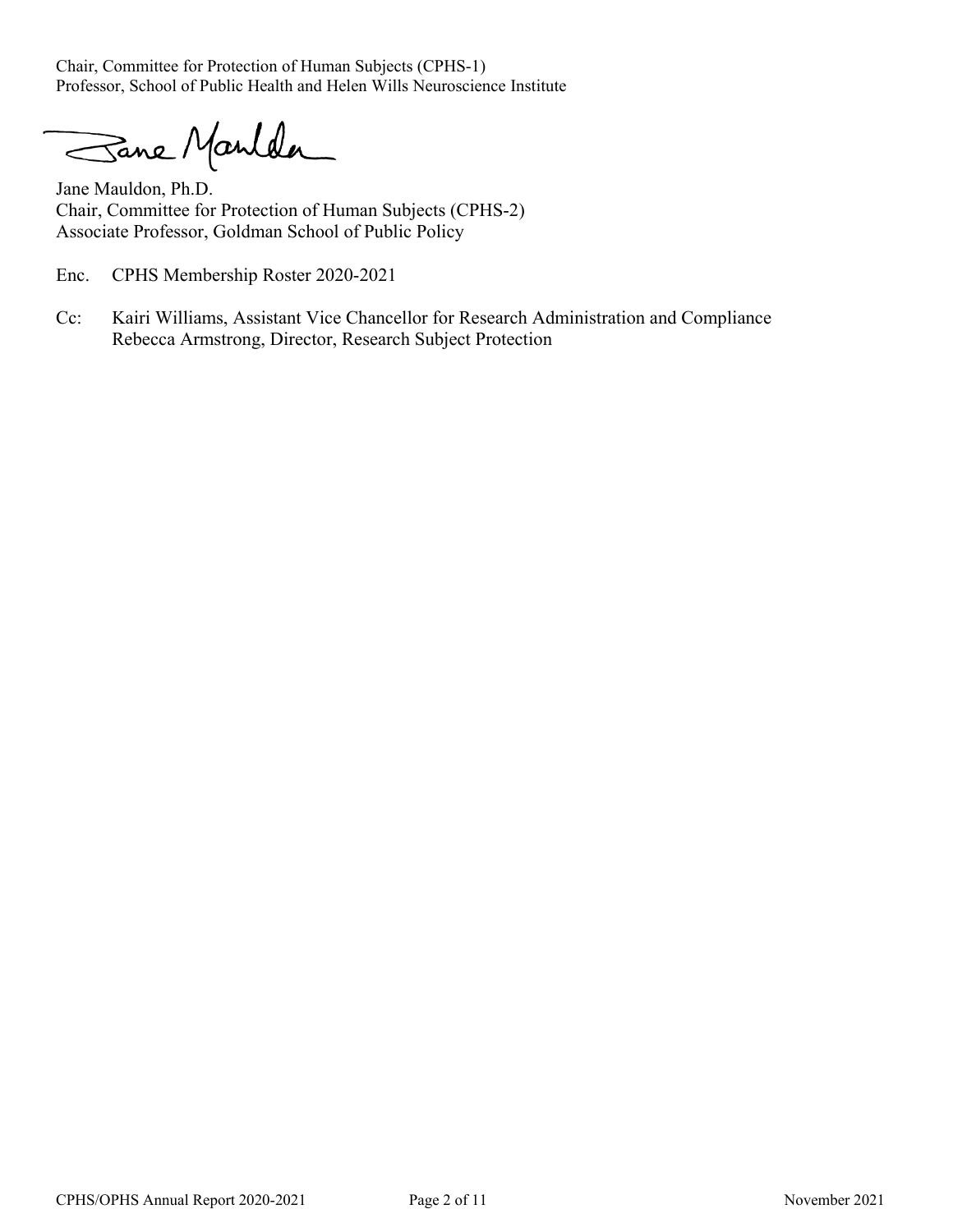Chair, Committee for Protection of Human Subjects (CPHS-1)
Professor, School of Public Health and Helen Wills Neuroscience Institute

Jane Mauldon, Ph.D.
Chair, Committee for Protection of Human Subjects (CPHS-2)
Associate Professor, Goldman School of Public Policy

Enc. CPHS Membership Roster 2020-2021

Cc: Kairi Williams, Assistant Vice Chancellor for Research Administration and Compliance
Rebecca Armstrong, Director, Research Subject Protection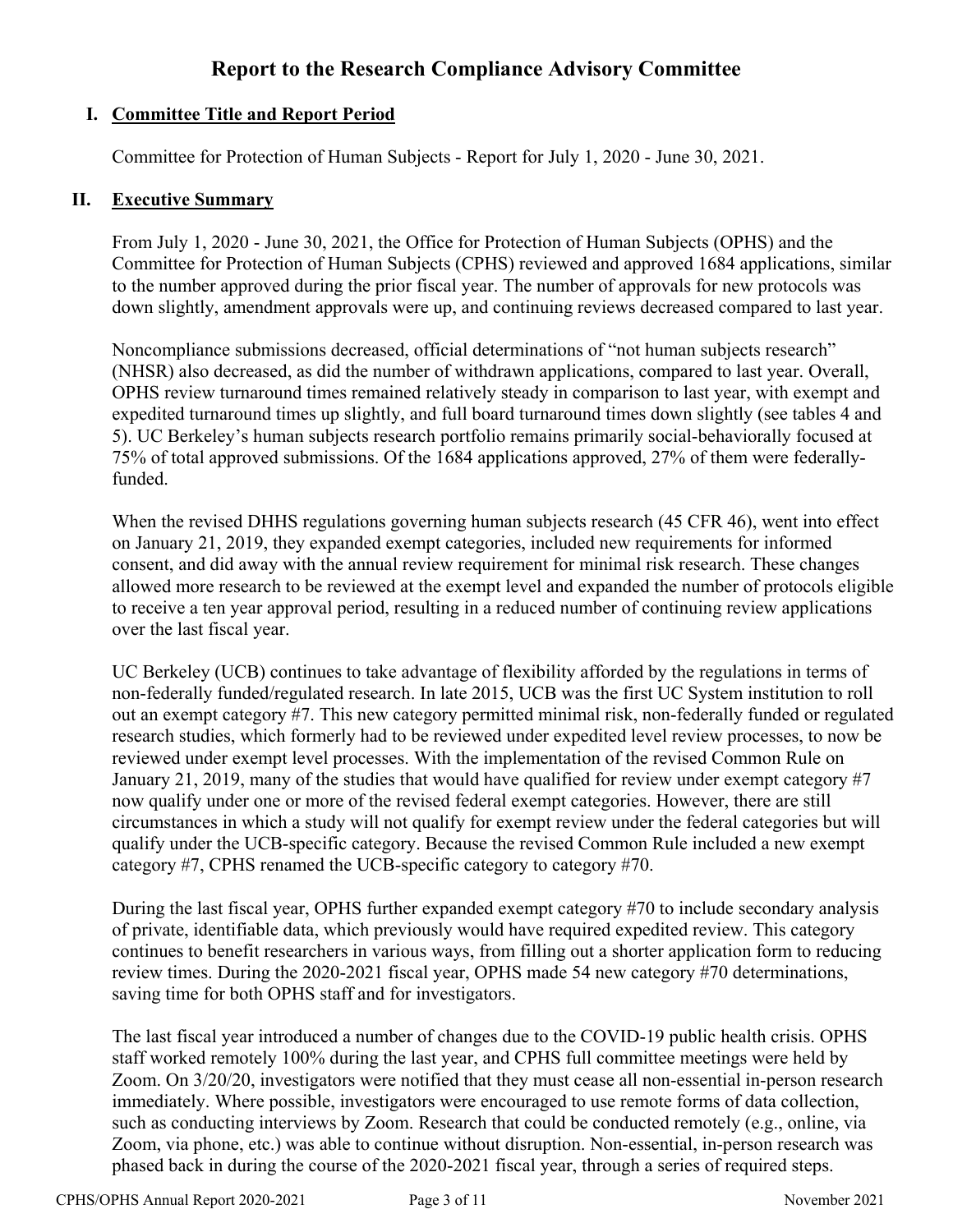# Report to the Research Compliance Advisory Committee

## I. Committee Title and Report Period

Committee for Protection of Human Subjects - Report for July 1, 2020 - June 30, 2021.

## II. Executive Summary

From July 1, 2020 - June 30, 2021, the Office for Protection of Human Subjects (OPHS) and the Committee for Protection of Human Subjects (CPHS) reviewed and approved 1684 applications, similar to the number approved during the prior fiscal year. The number of approvals for new protocols was down slightly, amendment approvals were up, and continuing reviews decreased compared to last year.

Noncompliance submissions decreased, official determinations of "not human subjects research" (NHSR) also decreased, as did the number of withdrawn applications, compared to last year. Overall, OPHS review turnaround times remained relatively steady in comparison to last year, with exempt and expedited turnaround times up slightly, and full board turnaround times down slightly (see tables 4 and 5). UC Berkeley's human subjects research portfolio remains primarily social-behaviorally focused at 75% of total approved submissions. Of the 1684 applications approved, 27% of them were federally-funded.

When the revised DHHS regulations governing human subjects research (45 CFR 46), went into effect on January 21, 2019, they expanded exempt categories, included new requirements for informed consent, and did away with the annual review requirement for minimal risk research. These changes allowed more research to be reviewed at the exempt level and expanded the number of protocols eligible to receive a ten year approval period, resulting in a reduced number of continuing review applications over the last fiscal year.

UC Berkeley (UCB) continues to take advantage of flexibility afforded by the regulations in terms of non-federally funded/regulated research. In late 2015, UCB was the first UC System institution to roll out an exempt category #7. This new category permitted minimal risk, non-federally funded or regulated research studies, which formerly had to be reviewed under expedited level review processes, to now be reviewed under exempt level processes. With the implementation of the revised Common Rule on January 21, 2019, many of the studies that would have qualified for review under exempt category #7 now qualify under one or more of the revised federal exempt categories. However, there are still circumstances in which a study will not qualify for exempt review under the federal categories but will qualify under the UCB-specific category. Because the revised Common Rule included a new exempt category #7, CPHS renamed the UCB-specific category to category #70.

During the last fiscal year, OPHS further expanded exempt category #70 to include secondary analysis of private, identifiable data, which previously would have required expedited review. This category continues to benefit researchers in various ways, from filling out a shorter application form to reducing review times. During the 2020-2021 fiscal year, OPHS made 54 new category #70 determinations, saving time for both OPHS staff and for investigators.

The last fiscal year introduced a number of changes due to the COVID-19 public health crisis. OPHS staff worked remotely 100% during the last year, and CPHS full committee meetings were held by Zoom. On 3/20/20, investigators were notified that they must cease all non-essential in-person research immediately. Where possible, investigators were encouraged to use remote forms of data collection, such as conducting interviews by Zoom. Research that could be conducted remotely (e.g., online, via Zoom, via phone, etc.) was able to continue without disruption. Non-essential, in-person research was phased back in during the course of the 2020-2021 fiscal year, through a series of required steps.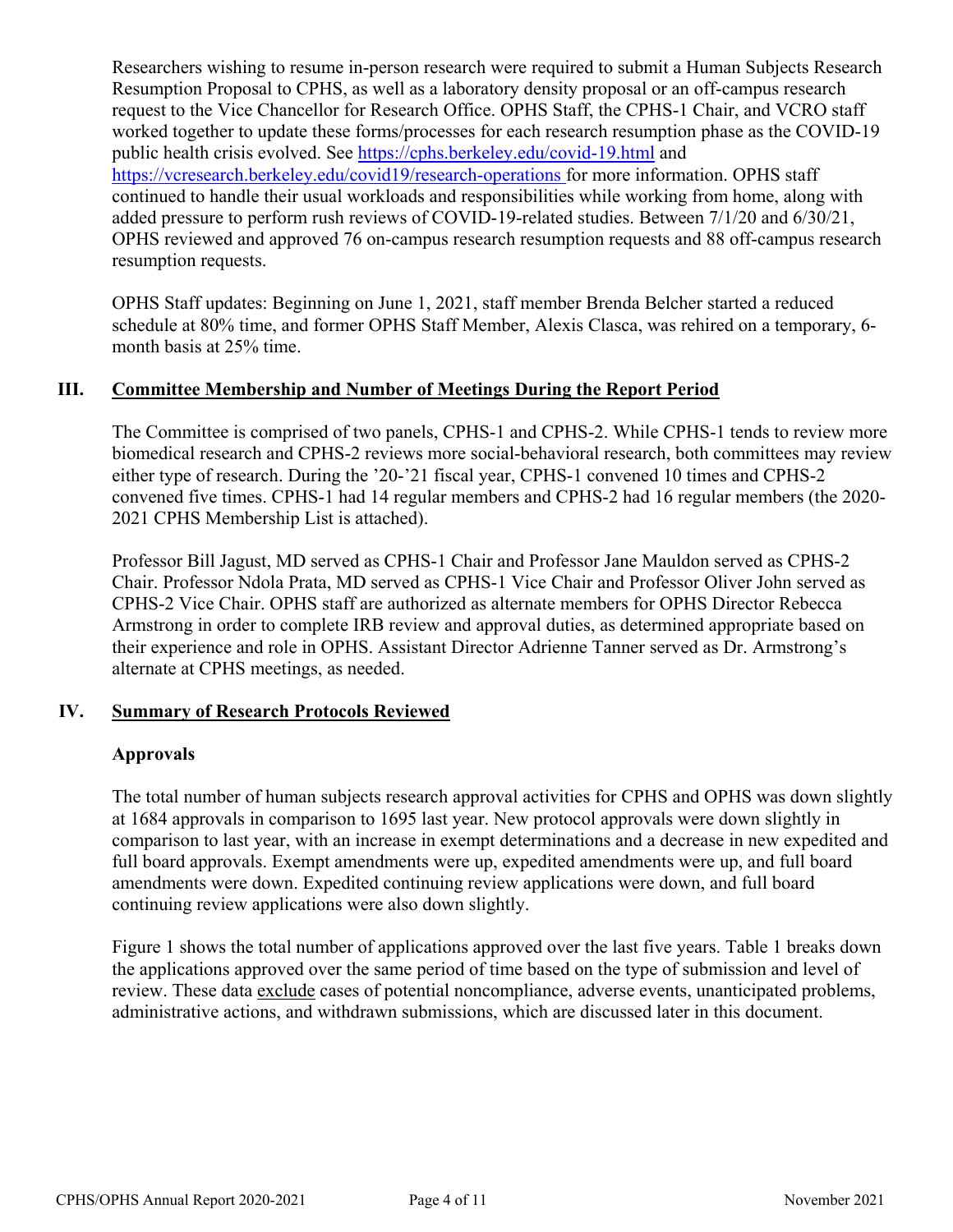Researchers wishing to resume in-person research were required to submit a Human Subjects Research Resumption Proposal to CPHS, as well as a laboratory density proposal or an off-campus research request to the Vice Chancellor for Research Office. OPHS Staff, the CPHS-1 Chair, and VCRO staff worked together to update these forms/processes for each research resumption phase as the COVID-19 public health crisis evolved. See https://cphs.berkeley.edu/covid-19.html and https://vcresearch.berkeley.edu/covid19/research-operations for more information. OPHS staff continued to handle their usual workloads and responsibilities while working from home, along with added pressure to perform rush reviews of COVID-19-related studies. Between 7/1/20 and 6/30/21, OPHS reviewed and approved 76 on-campus research resumption requests and 88 off-campus research resumption requests.

OPHS Staff updates: Beginning on June 1, 2021, staff member Brenda Belcher started a reduced schedule at 80% time, and former OPHS Staff Member, Alexis Clasca, was rehired on a temporary, 6-month basis at 25% time.

## III. Committee Membership and Number of Meetings During the Report Period

The Committee is comprised of two panels, CPHS-1 and CPHS-2. While CPHS-1 tends to review more biomedical research and CPHS-2 reviews more social-behavioral research, both committees may review either type of research. During the '20-'21 fiscal year, CPHS-1 convened 10 times and CPHS-2 convened five times. CPHS-1 had 14 regular members and CPHS-2 had 16 regular members (the 2020-2021 CPHS Membership List is attached).

Professor Bill Jagust, MD served as CPHS-1 Chair and Professor Jane Mauldon served as CPHS-2 Chair. Professor Ndola Prata, MD served as CPHS-1 Vice Chair and Professor Oliver John served as CPHS-2 Vice Chair. OPHS staff are authorized as alternate members for OPHS Director Rebecca Armstrong in order to complete IRB review and approval duties, as determined appropriate based on their experience and role in OPHS. Assistant Director Adrienne Tanner served as Dr. Armstrong's alternate at CPHS meetings, as needed.

## IV. Summary of Research Protocols Reviewed

### Approvals

The total number of human subjects research approval activities for CPHS and OPHS was down slightly at 1684 approvals in comparison to 1695 last year. New protocol approvals were down slightly in comparison to last year, with an increase in exempt determinations and a decrease in new expedited and full board approvals. Exempt amendments were up, expedited amendments were up, and full board amendments were down. Expedited continuing review applications were down, and full board continuing review applications were also down slightly.

Figure 1 shows the total number of applications approved over the last five years. Table 1 breaks down the applications approved over the same period of time based on the type of submission and level of review. These data exclude cases of potential noncompliance, adverse events, unanticipated problems, administrative actions, and withdrawn submissions, which are discussed later in this document.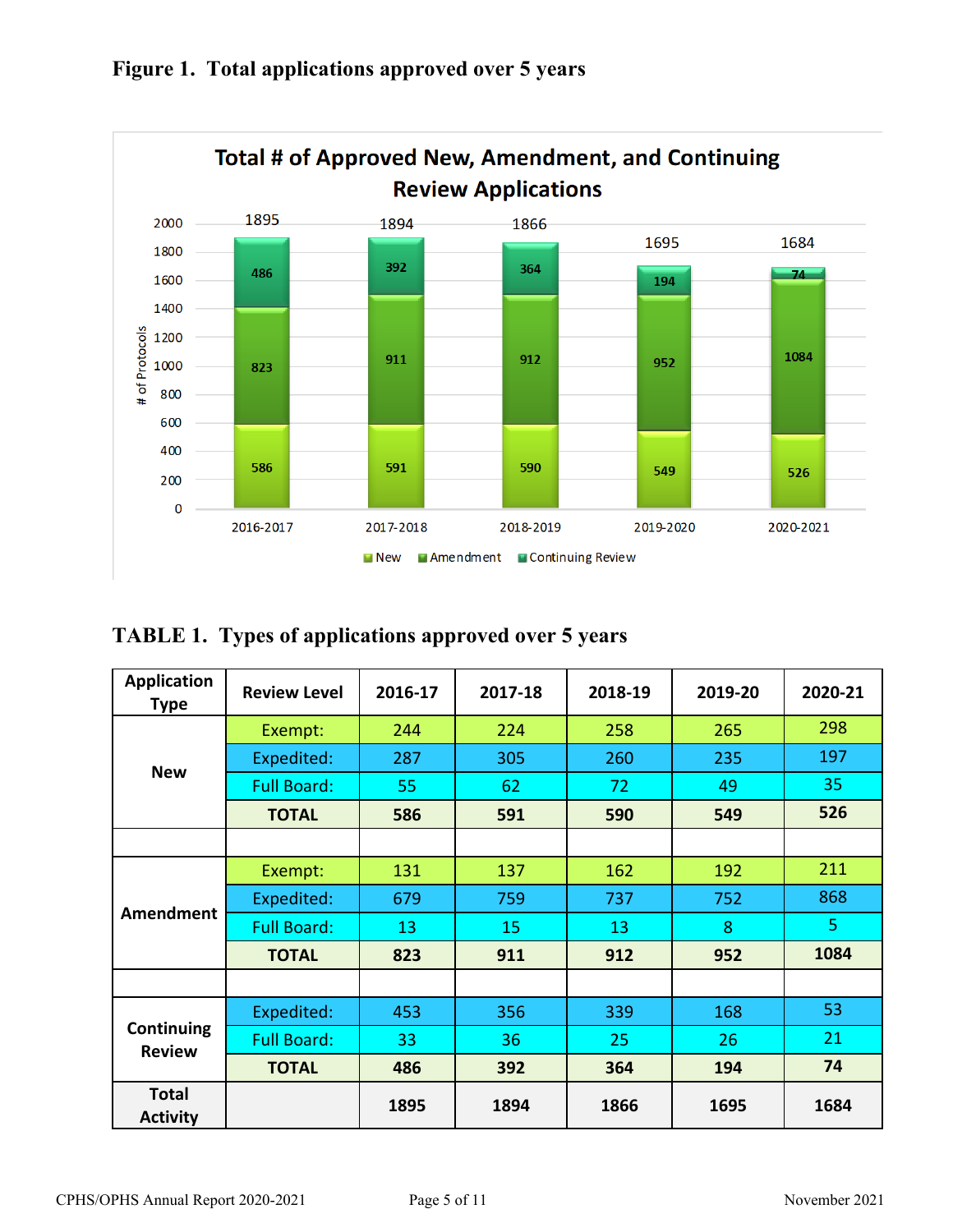**Figure 1. Total applications approved over 5 years**

**Total # of Approved New, Amendment, and Continuing Review Applications**

| | 2016-2017 | 2017-2018 | 2018-2019 | 2019-2020 | 2020-2021 |
|---|---|---|---|---|---|
| New | 586 | 591 | 590 | 549 | 526 |
| Amendment | 823 | 911 | 912 | 952 | 1084 |
| Continuing Review | 486 | 392 | 364 | 194 | 74 |
| Total | 1895 | 1894 | 1866 | 1695 | 1684 |

**TABLE 1. Types of applications approved over 5 years**

| Application Type | Review Level | 2016-17 | 2017-18 | 2018-19 | 2019-20 | 2020-21 |
|---|---|---|---|---|---|---|
| New | Exempt: | 244 | 224 | 258 | 265 | 298 |
| | Expedited: | 287 | 305 | 260 | 235 | 197 |
| | Full Board: | 55 | 62 | 72 | 49 | 35 |
| | **TOTAL** | **586** | **591** | **590** | **549** | **526** |
| | | | | | | |
| Amendment | Exempt: | 131 | 137 | 162 | 192 | 211 |
| | Expedited: | 679 | 759 | 737 | 752 | 868 |
| | Full Board: | 13 | 15 | 13 | 8 | 5 |
| | **TOTAL** | **823** | **911** | **912** | **952** | **1084** |
| | | | | | | |
| Continuing Review | Expedited: | 453 | 356 | 339 | 168 | 53 |
| | Full Board: | 33 | 36 | 25 | 26 | 21 |
| | **TOTAL** | **486** | **392** | **364** | **194** | **74** |
| **Total Activity** | | **1895** | **1894** | **1866** | **1695** | **1684** |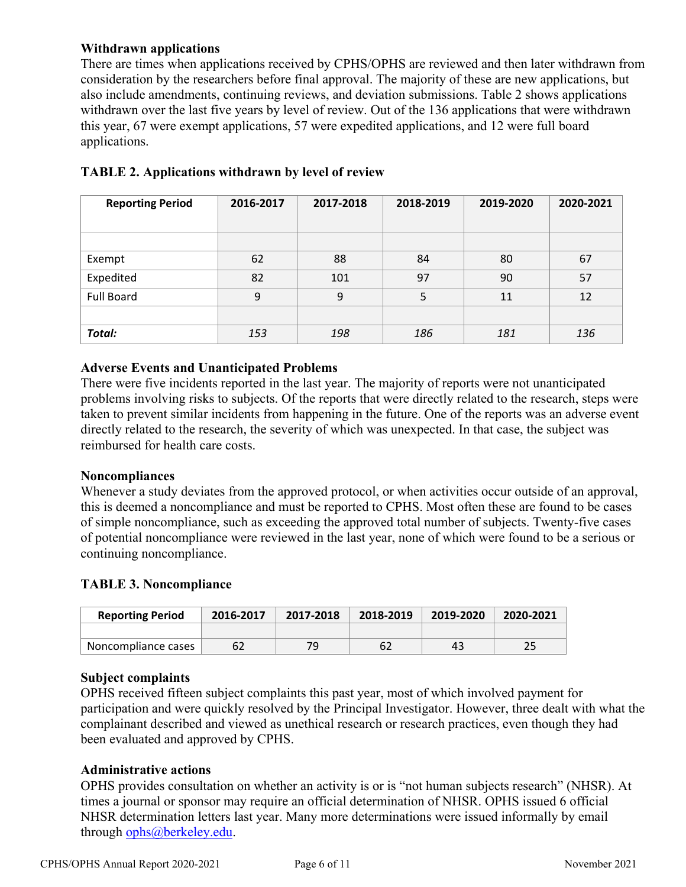**Withdrawn applications**

There are times when applications received by CPHS/OPHS are reviewed and then later withdrawn from consideration by the researchers before final approval. The majority of these are new applications, but also include amendments, continuing reviews, and deviation submissions. Table 2 shows applications withdrawn over the last five years by level of review. Out of the 136 applications that were withdrawn this year, 67 were exempt applications, 57 were expedited applications, and 12 were full board applications.

**TABLE 2. Applications withdrawn by level of review**

| Reporting Period | 2016-2017 | 2017-2018 | 2018-2019 | 2019-2020 | 2020-2021 |
|---|---|---|---|---|---|
| | | | | | |
| Exempt | 62 | 88 | 84 | 80 | 67 |
| Expedited | 82 | 101 | 97 | 90 | 57 |
| Full Board | 9 | 9 | 5 | 11 | 12 |
| | | | | | |
| *Total:* | *153* | *198* | *186* | *181* | *136* |

**Adverse Events and Unanticipated Problems**

There were five incidents reported in the last year. The majority of reports were not unanticipated problems involving risks to subjects. Of the reports that were directly related to the research, steps were taken to prevent similar incidents from happening in the future. One of the reports was an adverse event directly related to the research, the severity of which was unexpected. In that case, the subject was reimbursed for health care costs.

**Noncompliances**

Whenever a study deviates from the approved protocol, or when activities occur outside of an approval, this is deemed a noncompliance and must be reported to CPHS. Most often these are found to be cases of simple noncompliance, such as exceeding the approved total number of subjects. Twenty-five cases of potential noncompliance were reviewed in the last year, none of which were found to be a serious or continuing noncompliance.

**TABLE 3. Noncompliance**

| Reporting Period | 2016-2017 | 2017-2018 | 2018-2019 | 2019-2020 | 2020-2021 |
|---|---|---|---|---|---|
| | | | | | |
| Noncompliance cases | 62 | 79 | 62 | 43 | 25 |

**Subject complaints**

OPHS received fifteen subject complaints this past year, most of which involved payment for participation and were quickly resolved by the Principal Investigator. However, three dealt with what the complainant described and viewed as unethical research or research practices, even though they had been evaluated and approved by CPHS.

**Administrative actions**

OPHS provides consultation on whether an activity is or is "not human subjects research" (NHSR). At times a journal or sponsor may require an official determination of NHSR. OPHS issued 6 official NHSR determination letters last year. Many more determinations were issued informally by email through ophs@berkeley.edu.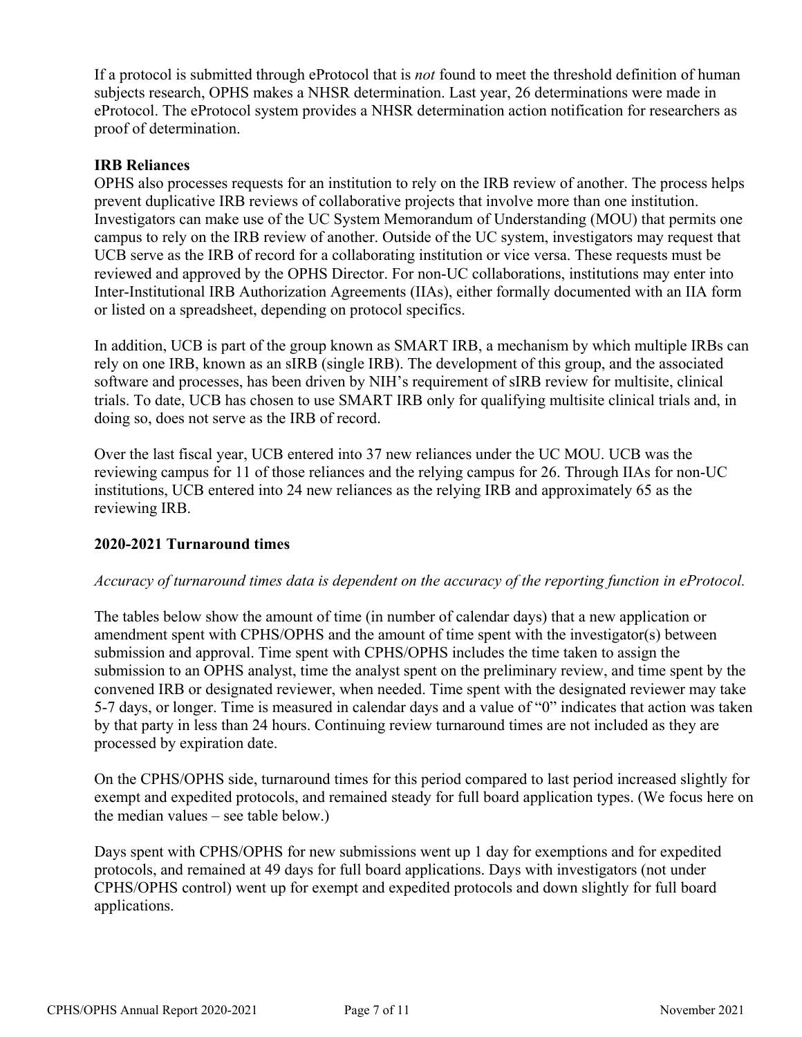If a protocol is submitted through eProtocol that is *not* found to meet the threshold definition of human subjects research, OPHS makes a NHSR determination. Last year, 26 determinations were made in eProtocol. The eProtocol system provides a NHSR determination action notification for researchers as proof of determination.

**IRB Reliances**

OPHS also processes requests for an institution to rely on the IRB review of another. The process helps prevent duplicative IRB reviews of collaborative projects that involve more than one institution. Investigators can make use of the UC System Memorandum of Understanding (MOU) that permits one campus to rely on the IRB review of another. Outside of the UC system, investigators may request that UCB serve as the IRB of record for a collaborating institution or vice versa. These requests must be reviewed and approved by the OPHS Director. For non-UC collaborations, institutions may enter into Inter-Institutional IRB Authorization Agreements (IIAs), either formally documented with an IIA form or listed on a spreadsheet, depending on protocol specifics.

In addition, UCB is part of the group known as SMART IRB, a mechanism by which multiple IRBs can rely on one IRB, known as an sIRB (single IRB). The development of this group, and the associated software and processes, has been driven by NIH's requirement of sIRB review for multisite, clinical trials. To date, UCB has chosen to use SMART IRB only for qualifying multisite clinical trials and, in doing so, does not serve as the IRB of record.

Over the last fiscal year, UCB entered into 37 new reliances under the UC MOU. UCB was the reviewing campus for 11 of those reliances and the relying campus for 26. Through IIAs for non-UC institutions, UCB entered into 24 new reliances as the relying IRB and approximately 65 as the reviewing IRB.

**2020-2021 Turnaround times**

*Accuracy of turnaround times data is dependent on the accuracy of the reporting function in eProtocol.*

The tables below show the amount of time (in number of calendar days) that a new application or amendment spent with CPHS/OPHS and the amount of time spent with the investigator(s) between submission and approval. Time spent with CPHS/OPHS includes the time taken to assign the submission to an OPHS analyst, time the analyst spent on the preliminary review, and time spent by the convened IRB or designated reviewer, when needed. Time spent with the designated reviewer may take 5-7 days, or longer. Time is measured in calendar days and a value of "0" indicates that action was taken by that party in less than 24 hours. Continuing review turnaround times are not included as they are processed by expiration date.

On the CPHS/OPHS side, turnaround times for this period compared to last period increased slightly for exempt and expedited protocols, and remained steady for full board application types. (We focus here on the median values – see table below.)

Days spent with CPHS/OPHS for new submissions went up 1 day for exemptions and for expedited protocols, and remained at 49 days for full board applications. Days with investigators (not under CPHS/OPHS control) went up for exempt and expedited protocols and down slightly for full board applications.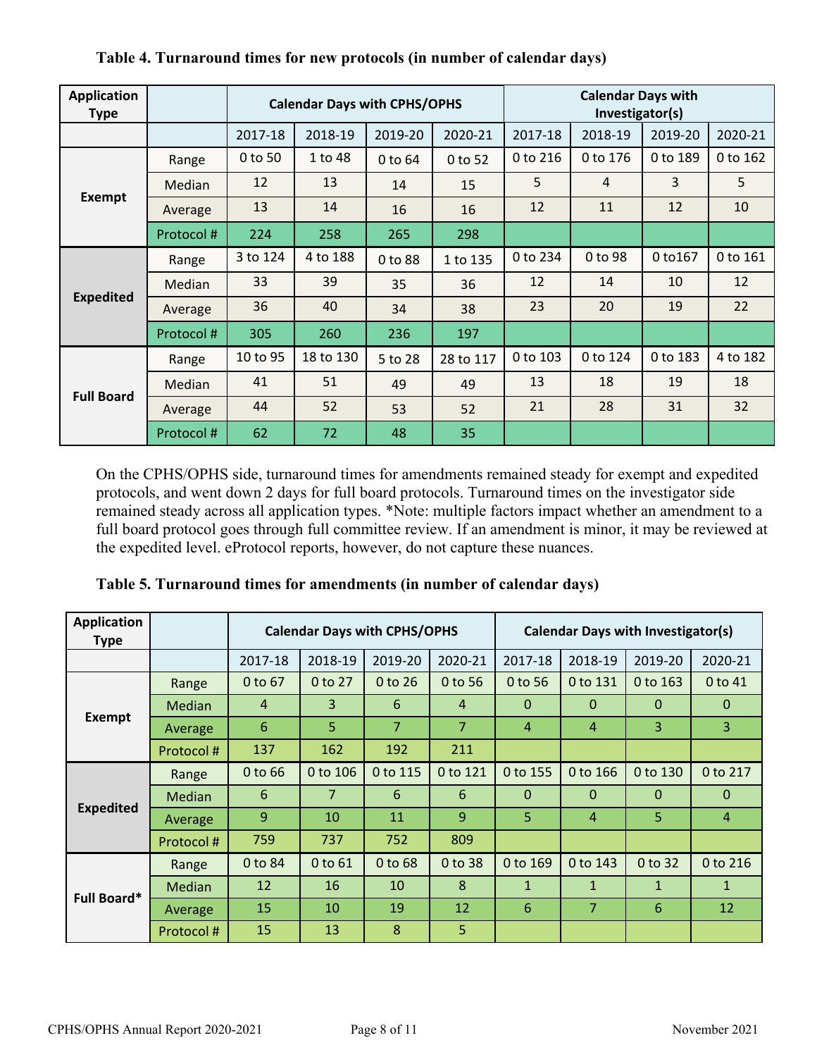**Table 4. Turnaround times for new protocols (in number of calendar days)**

| Application Type | | Calendar Days with CPHS/OPHS | | | | Calendar Days with Investigator(s) | | | |
|---|---|---|---|---|---|---|---|---|---|
| | | 2017-18 | 2018-19 | 2019-20 | 2020-21 | 2017-18 | 2018-19 | 2019-20 | 2020-21 |
| Exempt | Range | 0 to 50 | 1 to 48 | 0 to 64 | 0 to 52 | 0 to 216 | 0 to 176 | 0 to 189 | 0 to 162 |
| | Median | 12 | 13 | 14 | 15 | 5 | 4 | 3 | 5 |
| | Average | 13 | 14 | 16 | 16 | 12 | 11 | 12 | 10 |
| | Protocol # | 224 | 258 | 265 | 298 | | | | |
| Expedited | Range | 3 to 124 | 4 to 188 | 0 to 88 | 1 to 135 | 0 to 234 | 0 to 98 | 0 to167 | 0 to 161 |
| | Median | 33 | 39 | 35 | 36 | 12 | 14 | 10 | 12 |
| | Average | 36 | 40 | 34 | 38 | 23 | 20 | 19 | 22 |
| | Protocol # | 305 | 260 | 236 | 197 | | | | |
| Full Board | Range | 10 to 95 | 18 to 130 | 5 to 28 | 28 to 117 | 0 to 103 | 0 to 124 | 0 to 183 | 4 to 182 |
| | Median | 41 | 51 | 49 | 49 | 13 | 18 | 19 | 18 |
| | Average | 44 | 52 | 53 | 52 | 21 | 28 | 31 | 32 |
| | Protocol # | 62 | 72 | 48 | 35 | | | | |

On the CPHS/OPHS side, turnaround times for amendments remained steady for exempt and expedited protocols, and went down 2 days for full board protocols. Turnaround times on the investigator side remained steady across all application types. *Note: multiple factors impact whether an amendment to a full board protocol goes through full committee review. If an amendment is minor, it may be reviewed at the expedited level. eProtocol reports, however, do not capture these nuances.

**Table 5. Turnaround times for amendments (in number of calendar days)**

| Application Type | | Calendar Days with CPHS/OPHS | | | | Calendar Days with Investigator(s) | | | |
|---|---|---|---|---|---|---|---|---|---|
| | | 2017-18 | 2018-19 | 2019-20 | 2020-21 | 2017-18 | 2018-19 | 2019-20 | 2020-21 |
| Exempt | Range | 0 to 67 | 0 to 27 | 0 to 26 | 0 to 56 | 0 to 56 | 0 to 131 | 0 to 163 | 0 to 41 |
| | Median | 4 | 3 | 6 | 4 | 0 | 0 | 0 | 0 |
| | Average | 6 | 5 | 7 | 7 | 4 | 4 | 3 | 3 |
| | Protocol # | 137 | 162 | 192 | 211 | | | | |
| Expedited | Range | 0 to 66 | 0 to 106 | 0 to 115 | 0 to 121 | 0 to 155 | 0 to 166 | 0 to 130 | 0 to 217 |
| | Median | 6 | 7 | 6 | 6 | 0 | 0 | 0 | 0 |
| | Average | 9 | 10 | 11 | 9 | 5 | 4 | 5 | 4 |
| | Protocol # | 759 | 737 | 752 | 809 | | | | |
| Full Board* | Range | 0 to 84 | 0 to 61 | 0 to 68 | 0 to 38 | 0 to 169 | 0 to 143 | 0 to 32 | 0 to 216 |
| | Median | 12 | 16 | 10 | 8 | 1 | 1 | 1 | 1 |
| | Average | 15 | 10 | 19 | 12 | 6 | 7 | 6 | 12 |
| | Protocol # | 15 | 13 | 8 | 5 | | | | |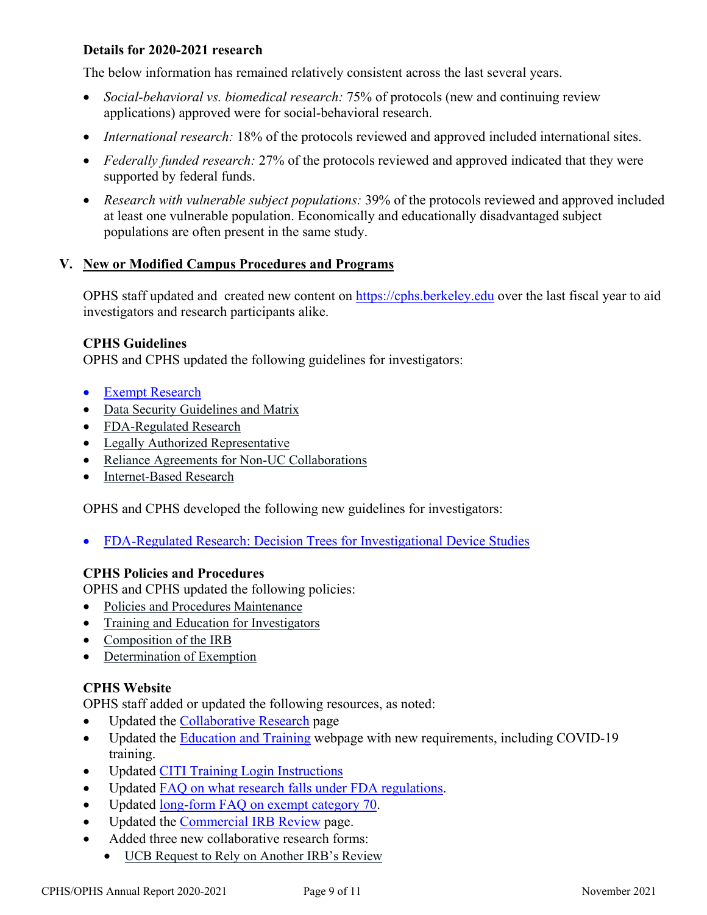### Details for 2020-2021 research

The below information has remained relatively consistent across the last several years.

- *Social-behavioral vs. biomedical research:* 75% of protocols (new and continuing review applications) approved were for social-behavioral research.
- *International research:* 18% of the protocols reviewed and approved included international sites.
- *Federally funded research:* 27% of the protocols reviewed and approved indicated that they were supported by federal funds.
- *Research with vulnerable subject populations:* 39% of the protocols reviewed and approved included at least one vulnerable population. Economically and educationally disadvantaged subject populations are often present in the same study.

## V. New or Modified Campus Procedures and Programs

OPHS staff updated and created new content on https://cphs.berkeley.edu over the last fiscal year to aid investigators and research participants alike.

### CPHS Guidelines

OPHS and CPHS updated the following guidelines for investigators:

- Exempt Research
- Data Security Guidelines and Matrix
- FDA-Regulated Research
- Legally Authorized Representative
- Reliance Agreements for Non-UC Collaborations
- Internet-Based Research

OPHS and CPHS developed the following new guidelines for investigators:

- FDA-Regulated Research: Decision Trees for Investigational Device Studies

### CPHS Policies and Procedures

OPHS and CPHS updated the following policies:

- Policies and Procedures Maintenance
- Training and Education for Investigators
- Composition of the IRB
- Determination of Exemption

### CPHS Website

OPHS staff added or updated the following resources, as noted:

- Updated the Collaborative Research page
- Updated the Education and Training webpage with new requirements, including COVID-19 training.
- Updated CITI Training Login Instructions
- Updated FAQ on what research falls under FDA regulations.
- Updated long-form FAQ on exempt category 70.
- Updated the Commercial IRB Review page.
- Added three new collaborative research forms:
  - UCB Request to Rely on Another IRB's Review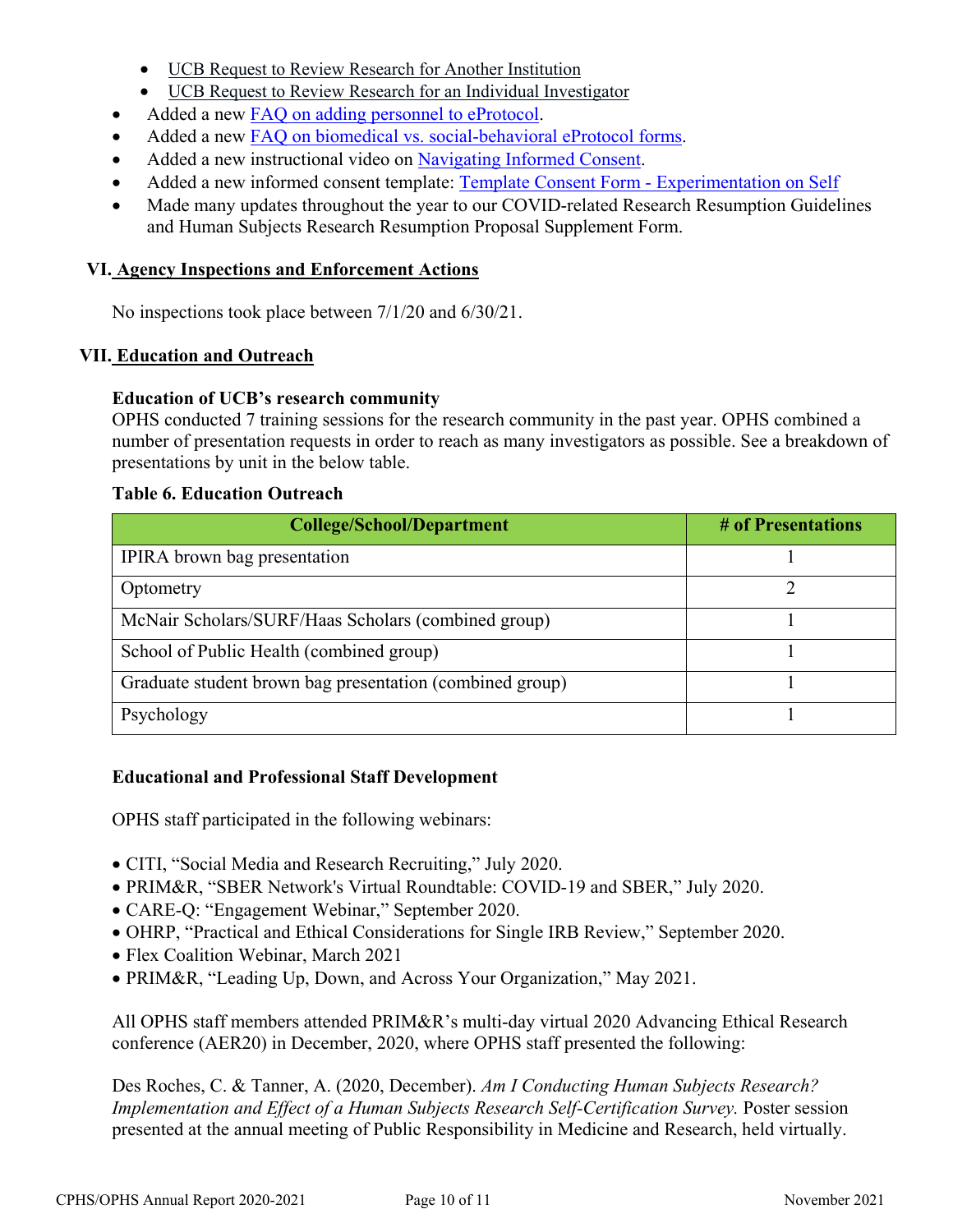- UCB Request to Review Research for Another Institution
    - UCB Request to Review Research for an Individual Investigator
- Added a new FAQ on adding personnel to eProtocol.
- Added a new FAQ on biomedical vs. social-behavioral eProtocol forms.
- Added a new instructional video on Navigating Informed Consent.
- Added a new informed consent template: Template Consent Form - Experimentation on Self
- Made many updates throughout the year to our COVID-related Research Resumption Guidelines and Human Subjects Research Resumption Proposal Supplement Form.

## VI. Agency Inspections and Enforcement Actions

No inspections took place between 7/1/20 and 6/30/21.

## VII. Education and Outreach

**Education of UCB's research community**

OPHS conducted 7 training sessions for the research community in the past year. OPHS combined a number of presentation requests in order to reach as many investigators as possible. See a breakdown of presentations by unit in the below table.

**Table 6. Education Outreach**

| College/School/Department | # of Presentations |
| --- | --- |
| IPIRA brown bag presentation | 1 |
| Optometry | 2 |
| McNair Scholars/SURF/Haas Scholars (combined group) | 1 |
| School of Public Health (combined group) | 1 |
| Graduate student brown bag presentation (combined group) | 1 |
| Psychology | 1 |

**Educational and Professional Staff Development**

OPHS staff participated in the following webinars:

- CITI, "Social Media and Research Recruiting," July 2020.
- PRIM&R, "SBER Network's Virtual Roundtable: COVID-19 and SBER," July 2020.
- CARE-Q: "Engagement Webinar," September 2020.
- OHRP, "Practical and Ethical Considerations for Single IRB Review," September 2020.
- Flex Coalition Webinar, March 2021
- PRIM&R, "Leading Up, Down, and Across Your Organization," May 2021.

All OPHS staff members attended PRIM&R's multi-day virtual 2020 Advancing Ethical Research conference (AER20) in December, 2020, where OPHS staff presented the following:

Des Roches, C. & Tanner, A. (2020, December). *Am I Conducting Human Subjects Research? Implementation and Effect of a Human Subjects Research Self-Certification Survey.* Poster session presented at the annual meeting of Public Responsibility in Medicine and Research, held virtually.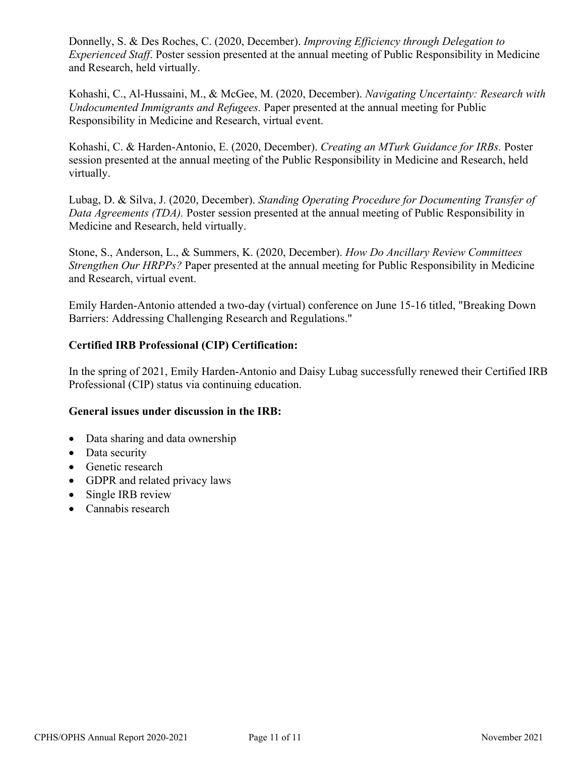Donnelly, S. & Des Roches, C. (2020, December). *Improving Efficiency through Delegation to Experienced Staff*. Poster session presented at the annual meeting of Public Responsibility in Medicine and Research, held virtually.

Kohashi, C., Al-Hussaini, M., & McGee, M. (2020, December). *Navigating Uncertainty: Research with Undocumented Immigrants and Refugees.* Paper presented at the annual meeting for Public Responsibility in Medicine and Research, virtual event.

Kohashi, C. & Harden-Antonio, E. (2020, December). *Creating an MTurk Guidance for IRBs.* Poster session presented at the annual meeting of the Public Responsibility in Medicine and Research, held virtually.

Lubag, D. & Silva, J. (2020, December). *Standing Operating Procedure for Documenting Transfer of Data Agreements (TDA).* Poster session presented at the annual meeting of Public Responsibility in Medicine and Research, held virtually.

Stone, S., Anderson, L., & Summers, K. (2020, December). *How Do Ancillary Review Committees Strengthen Our HRPPs?* Paper presented at the annual meeting for Public Responsibility in Medicine and Research, virtual event.

Emily Harden-Antonio attended a two-day (virtual) conference on June 15-16 titled, "Breaking Down Barriers: Addressing Challenging Research and Regulations."

**Certified IRB Professional (CIP) Certification:**

In the spring of 2021, Emily Harden-Antonio and Daisy Lubag successfully renewed their Certified IRB Professional (CIP) status via continuing education.

**General issues under discussion in the IRB:**

- Data sharing and data ownership
- Data security
- Genetic research
- GDPR and related privacy laws
- Single IRB review
- Cannabis research